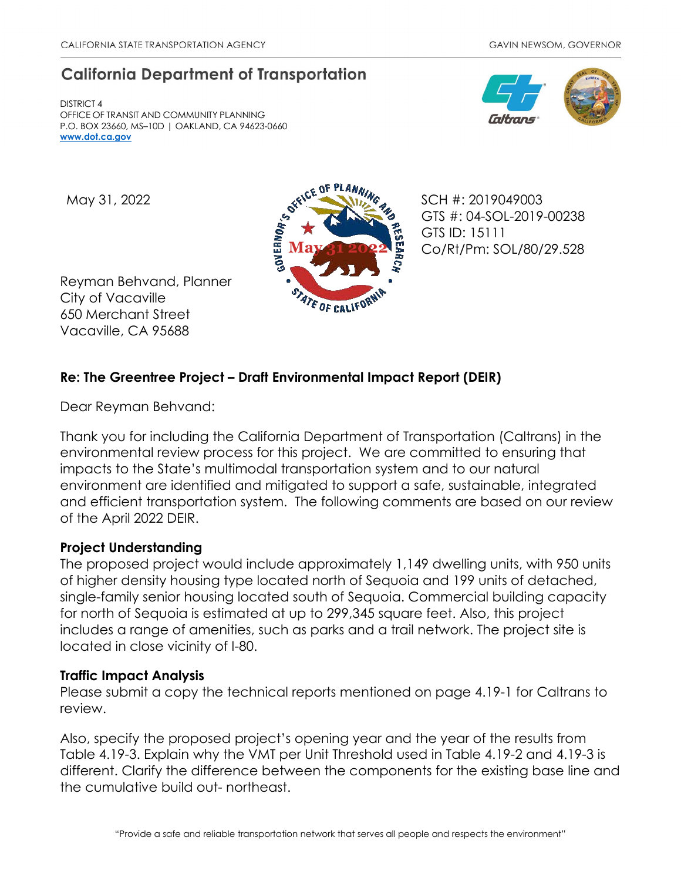CALIFORNIA STATE TRANSPORTATION AGENCY

GAVIN NEWSOM, GOVERNOR

## California Department of Transportation

DISTRICT 4
OFFICE OF TRANSIT AND COMMUNITY PLANNING
P.O. BOX 23660, MS–10D | OAKLAND, CA 94623-0660
www.dot.ca.gov

May 31, 2022

SCH #: 2019049003
GTS #: 04-SOL-2019-00238
GTS ID: 15111
Co/Rt/Pm: SOL/80/29.528

Reyman Behvand, Planner
City of Vacaville
650 Merchant Street
Vacaville, CA 95688

**Re: The Greentree Project – Draft Environmental Impact Report (DEIR)**

Dear Reyman Behvand:

Thank you for including the California Department of Transportation (Caltrans) in the environmental review process for this project. We are committed to ensuring that impacts to the State's multimodal transportation system and to our natural environment are identified and mitigated to support a safe, sustainable, integrated and efficient transportation system. The following comments are based on our review of the April 2022 DEIR.

**Project Understanding**

The proposed project would include approximately 1,149 dwelling units, with 950 units of higher density housing type located north of Sequoia and 199 units of detached, single-family senior housing located south of Sequoia. Commercial building capacity for north of Sequoia is estimated at up to 299,345 square feet. Also, this project includes a range of amenities, such as parks and a trail network. The project site is located in close vicinity of I-80.

**Traffic Impact Analysis**

Please submit a copy the technical reports mentioned on page 4.19-1 for Caltrans to review.

Also, specify the proposed project's opening year and the year of the results from Table 4.19-3. Explain why the VMT per Unit Threshold used in Table 4.19-2 and 4.19-3 is different. Clarify the difference between the components for the existing base line and the cumulative build out- northeast.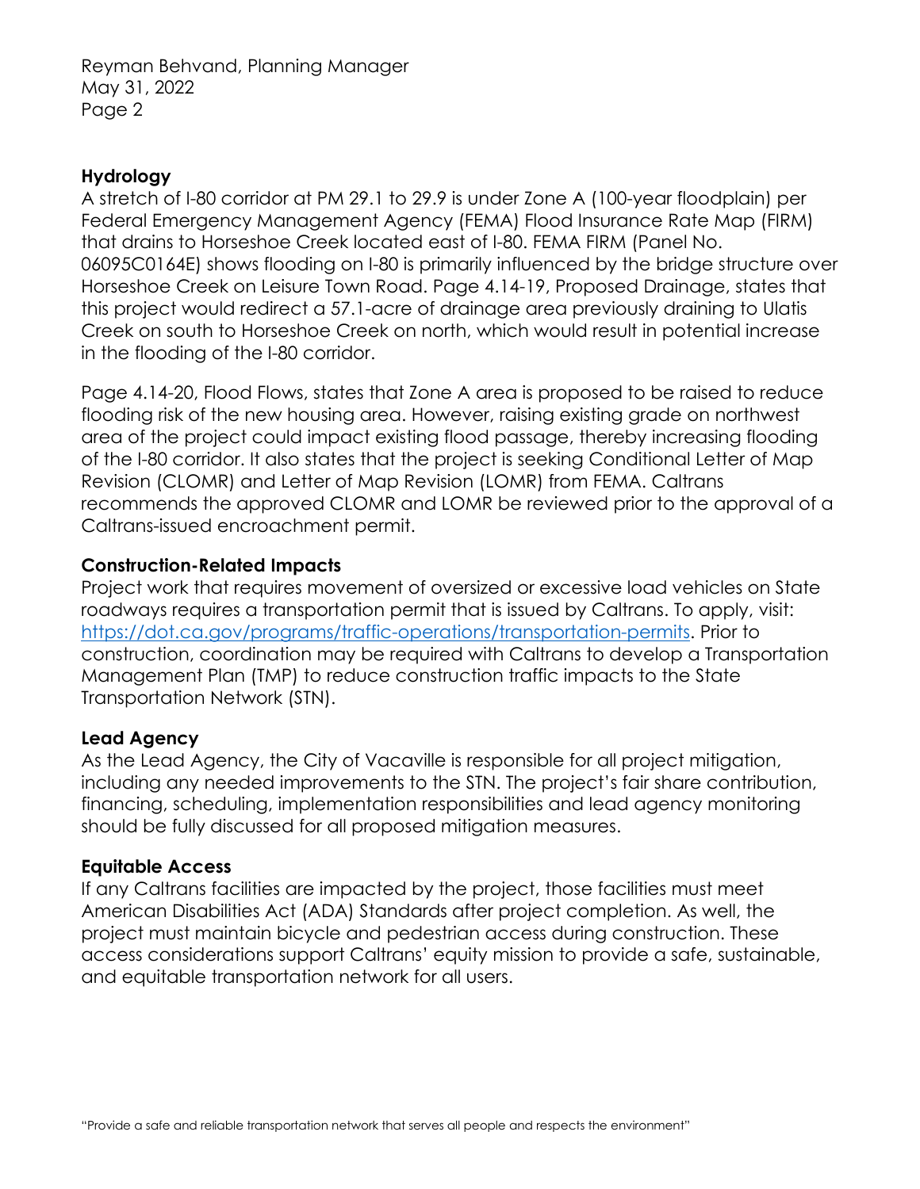## Hydrology

A stretch of I-80 corridor at PM 29.1 to 29.9 is under Zone A (100-year floodplain) per Federal Emergency Management Agency (FEMA) Flood Insurance Rate Map (FIRM) that drains to Horseshoe Creek located east of I-80. FEMA FIRM (Panel No. 06095C0164E) shows flooding on I-80 is primarily influenced by the bridge structure over Horseshoe Creek on Leisure Town Road. Page 4.14-19, Proposed Drainage, states that this project would redirect a 57.1-acre of drainage area previously draining to Ulatis Creek on south to Horseshoe Creek on north, which would result in potential increase in the flooding of the I-80 corridor.

Page 4.14-20, Flood Flows, states that Zone A area is proposed to be raised to reduce flooding risk of the new housing area. However, raising existing grade on northwest area of the project could impact existing flood passage, thereby increasing flooding of the I-80 corridor. It also states that the project is seeking Conditional Letter of Map Revision (CLOMR) and Letter of Map Revision (LOMR) from FEMA. Caltrans recommends the approved CLOMR and LOMR be reviewed prior to the approval of a Caltrans-issued encroachment permit.

## Construction-Related Impacts

Project work that requires movement of oversized or excessive load vehicles on State roadways requires a transportation permit that is issued by Caltrans. To apply, visit: [https://dot.ca.gov/programs/traffic-operations/transportation-permits](https://dot.ca.gov/programs/traffic-operations/transportation-permits). Prior to construction, coordination may be required with Caltrans to develop a Transportation Management Plan (TMP) to reduce construction traffic impacts to the State Transportation Network (STN).

## Lead Agency

As the Lead Agency, the City of Vacaville is responsible for all project mitigation, including any needed improvements to the STN. The project's fair share contribution, financing, scheduling, implementation responsibilities and lead agency monitoring should be fully discussed for all proposed mitigation measures.

## Equitable Access

If any Caltrans facilities are impacted by the project, those facilities must meet American Disabilities Act (ADA) Standards after project completion. As well, the project must maintain bicycle and pedestrian access during construction. These access considerations support Caltrans' equity mission to provide a safe, sustainable, and equitable transportation network for all users.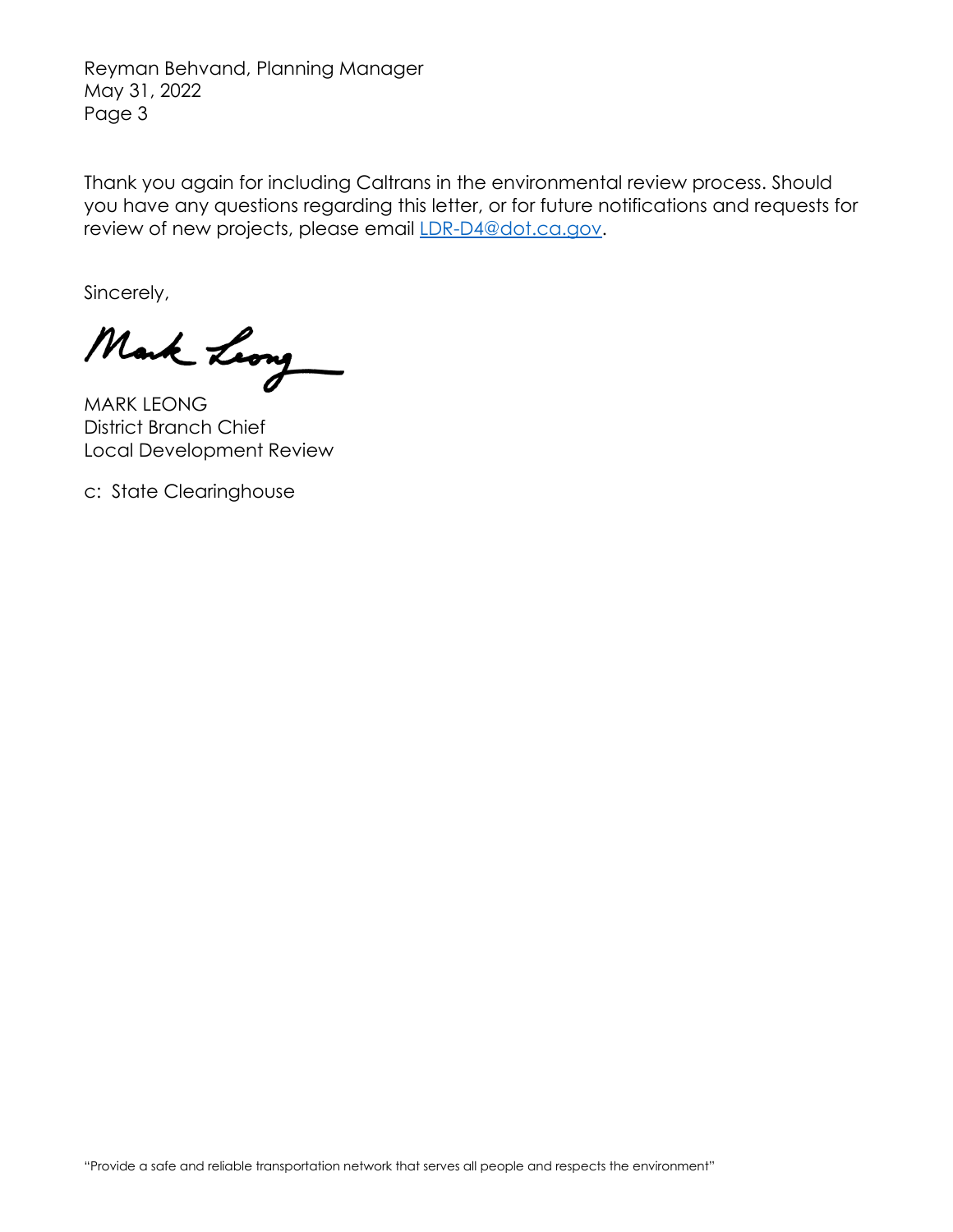Thank you again for including Caltrans in the environmental review process. Should you have any questions regarding this letter, or for future notifications and requests for review of new projects, please email LDR-D4@dot.ca.gov.

Sincerely,

Mark Leong

MARK LEONG
District Branch Chief
Local Development Review

c: State Clearinghouse

"Provide a safe and reliable transportation network that serves all people and respects the environment"